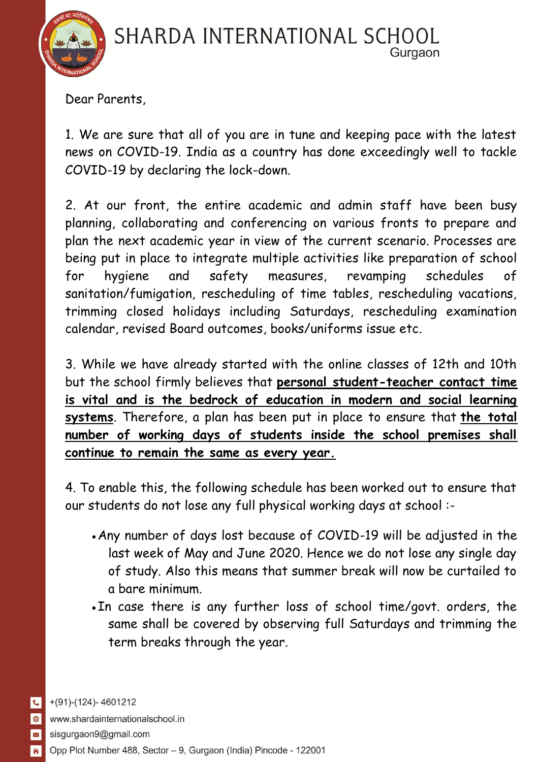# SHARDA INTERNATIONAL SCHOOL
Gurgaon

Dear Parents,

1. We are sure that all of you are in tune and keeping pace with the latest news on COVID-19. India as a country has done exceedingly well to tackle COVID-19 by declaring the lock-down.

2. At our front, the entire academic and admin staff have been busy planning, collaborating and conferencing on various fronts to prepare and plan the next academic year in view of the current scenario. Processes are being put in place to integrate multiple activities like preparation of school for hygiene and safety measures, revamping schedules of sanitation/fumigation, rescheduling of time tables, rescheduling vacations, trimming closed holidays including Saturdays, rescheduling examination calendar, revised Board outcomes, books/uniforms issue etc.

3. While we have already started with the online classes of 12th and 10th but the school firmly believes that **personal student-teacher contact time is vital and is the bedrock of education in modern and social learning systems**. Therefore, a plan has been put in place to ensure that **the total number of working days of students inside the school premises shall continue to remain the same as every year.**

4. To enable this, the following schedule has been worked out to ensure that our students do not lose any full physical working days at school :-

- Any number of days lost because of COVID-19 will be adjusted in the last week of May and June 2020. Hence we do not lose any single day of study. Also this means that summer break will now be curtailed to a bare minimum.
- In case there is any further loss of school time/govt. orders, the same shall be covered by observing full Saturdays and trimming the term breaks through the year.

+(91)-(124)- 4601212
www.shardainternationalschool.in
sisgurgaon9@gmail.com
Opp Plot Number 488, Sector – 9, Gurgaon (India) Pincode - 122001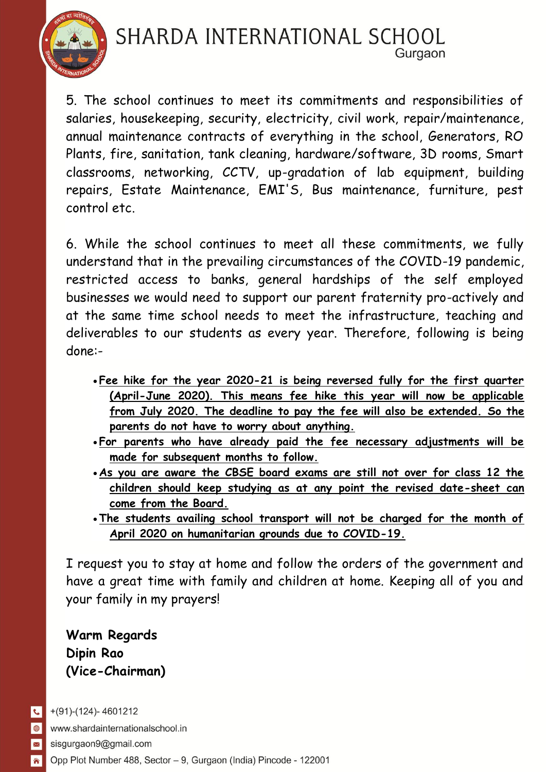5. The school continues to meet its commitments and responsibilities of salaries, housekeeping, security, electricity, civil work, repair/maintenance, annual maintenance contracts of everything in the school, Generators, RO Plants, fire, sanitation, tank cleaning, hardware/software, 3D rooms, Smart classrooms, networking, CCTV, up-gradation of lab equipment, building repairs, Estate Maintenance, EMI'S, Bus maintenance, furniture, pest control etc.

6. While the school continues to meet all these commitments, we fully understand that in the prevailing circumstances of the COVID-19 pandemic, restricted access to banks, general hardships of the self employed businesses we would need to support our parent fraternity pro-actively and at the same time school needs to meet the infrastructure, teaching and deliverables to our students as every year. Therefore, following is being done:-

- **Fee hike for the year 2020-21 is being reversed fully for the first quarter (April-June 2020). This means fee hike this year will now be applicable from July 2020. The deadline to pay the fee will also be extended. So the parents do not have to worry about anything.**
- **For parents who have already paid the fee necessary adjustments will be made for subsequent months to follow.**
- **As you are aware the CBSE board exams are still not over for class 12 the children should keep studying as at any point the revised date-sheet can come from the Board.**
- **The students availing school transport will not be charged for the month of April 2020 on humanitarian grounds due to COVID-19.**

I request you to stay at home and follow the orders of the government and have a great time with family and children at home. Keeping all of you and your family in my prayers!

**Warm Regards**
**Dipin Rao**
**(Vice-Chairman)**

+(91)-(124)- 4601212
www.shardainternationalschool.in
sisgurgaon9@gmail.com
Opp Plot Number 488, Sector – 9, Gurgaon (India) Pincode - 122001